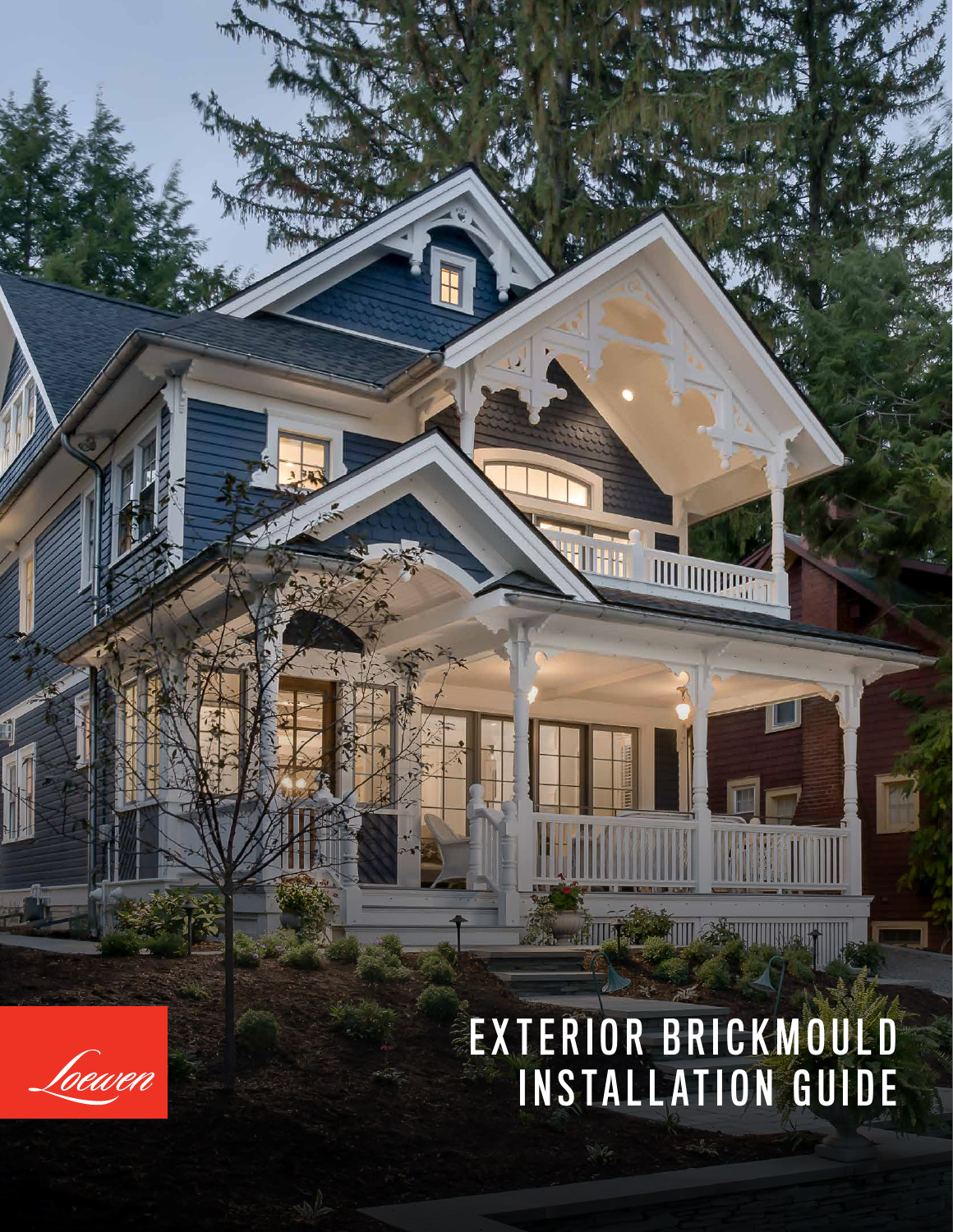Loewen

# EXTERIOR BRICKMOULD INSTALLATION GUIDE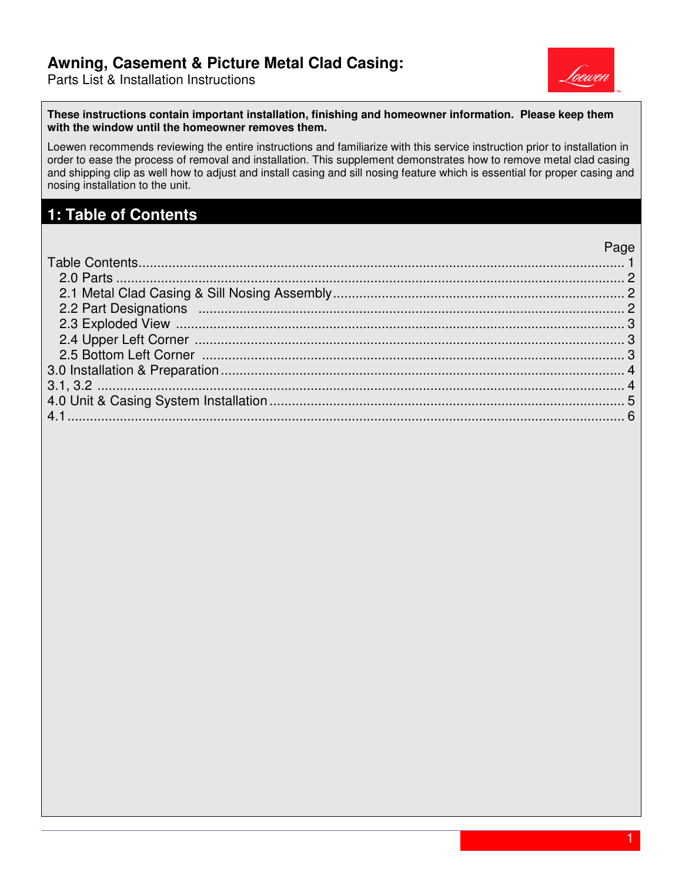# Awning, Casement & Picture Metal Clad Casing:

Parts List & Installation Instructions

**These instructions contain important installation, finishing and homeowner information. Please keep them with the window until the homeowner removes them.**

Loewen recommends reviewing the entire instructions and familiarize with this service instruction prior to installation in order to ease the process of removal and installation. This supplement demonstrates how to remove metal clad casing and shipping clip as well how to adjust and install casing and sill nosing feature which is essential for proper casing and nosing installation to the unit.

## 1: Table of Contents

| | Page |
|---|---|
| Table Contents | 1 |
| 2.0 Parts | 2 |
| 2.1 Metal Clad Casing & Sill Nosing Assembly | 2 |
| 2.2 Part Designations | 2 |
| 2.3 Exploded View | 3 |
| 2.4 Upper Left Corner | 3 |
| 2.5 Bottom Left Corner | 3 |
| 3.0 Installation & Preparation | 4 |
| 3.1, 3.2 | 4 |
| 4.0 Unit & Casing System Installation | 5 |
| 4.1 | 6 |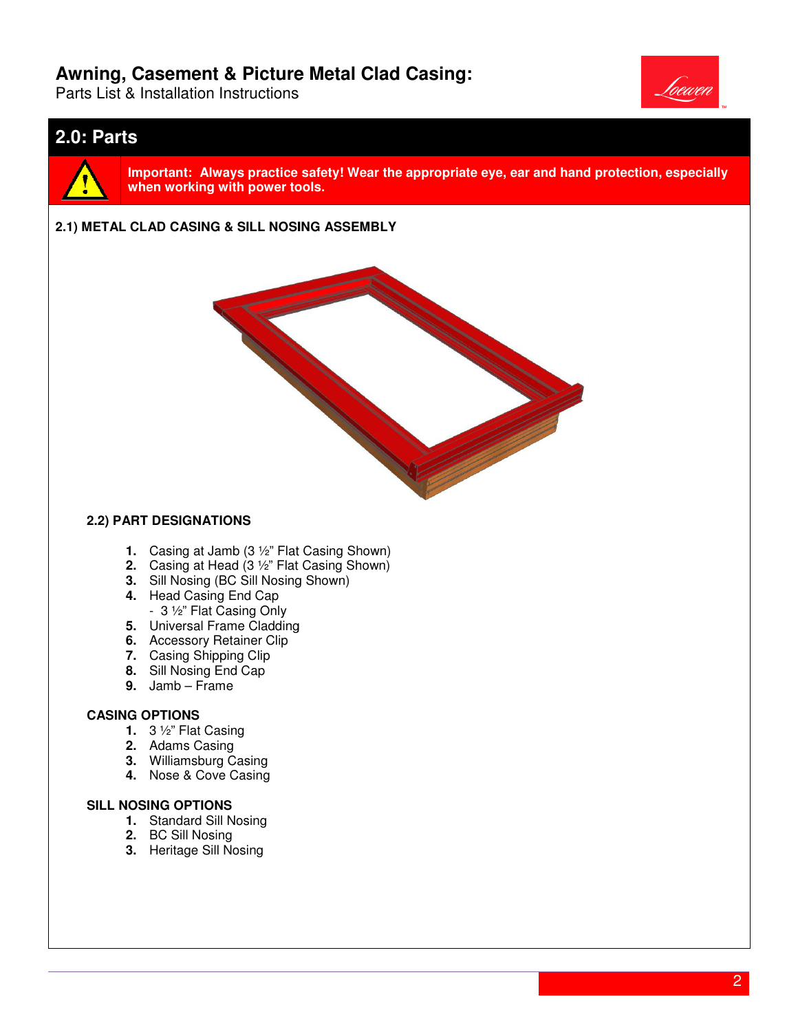## 2.0: Parts

**Important: Always practice safety! Wear the appropriate eye, ear and hand protection, especially when working with power tools.**

### 2.1) METAL CLAD CASING & SILL NOSING ASSEMBLY

### 2.2) PART DESIGNATIONS

1. Casing at Jamb (3 ½" Flat Casing Shown)
2. Casing at Head (3 ½" Flat Casing Shown)
3. Sill Nosing (BC Sill Nosing Shown)
4. Head Casing End Cap
   - 3 ½" Flat Casing Only
5. Universal Frame Cladding
6. Accessory Retainer Clip
7. Casing Shipping Clip
8. Sill Nosing End Cap
9. Jamb – Frame

**CASING OPTIONS**

1. 3 ½" Flat Casing
2. Adams Casing
3. Williamsburg Casing
4. Nose & Cove Casing

**SILL NOSING OPTIONS**

1. Standard Sill Nosing
2. BC Sill Nosing
3. Heritage Sill Nosing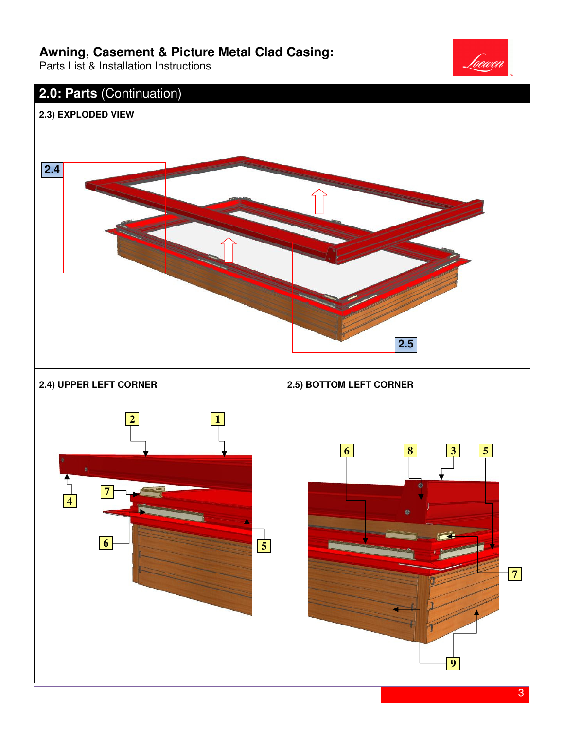## 2.0: Parts (Continuation)

### 2.3) EXPLODED VIEW

2.4

2.5

### 2.4) UPPER LEFT CORNER

2 1 4 7 6 5

### 2.5) BOTTOM LEFT CORNER

6 8 3 5 7 9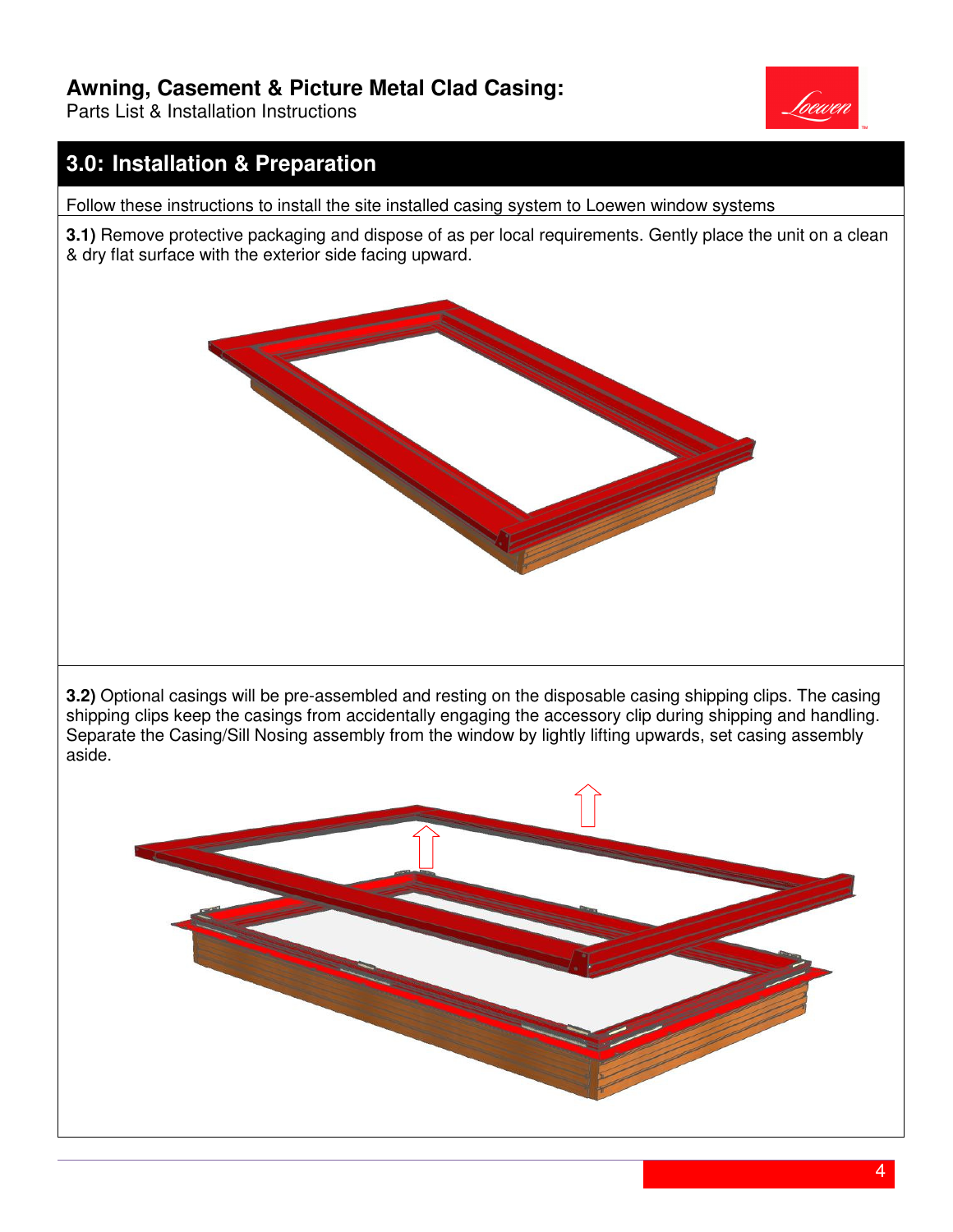## 3.0: Installation & Preparation

Follow these instructions to install the site installed casing system to Loewen window systems

**3.1)** Remove protective packaging and dispose of as per local requirements. Gently place the unit on a clean & dry flat surface with the exterior side facing upward.

**3.2)** Optional casings will be pre-assembled and resting on the disposable casing shipping clips. The casing shipping clips keep the casings from accidentally engaging the accessory clip during shipping and handling. Separate the Casing/Sill Nosing assembly from the window by lightly lifting upwards, set casing assembly aside.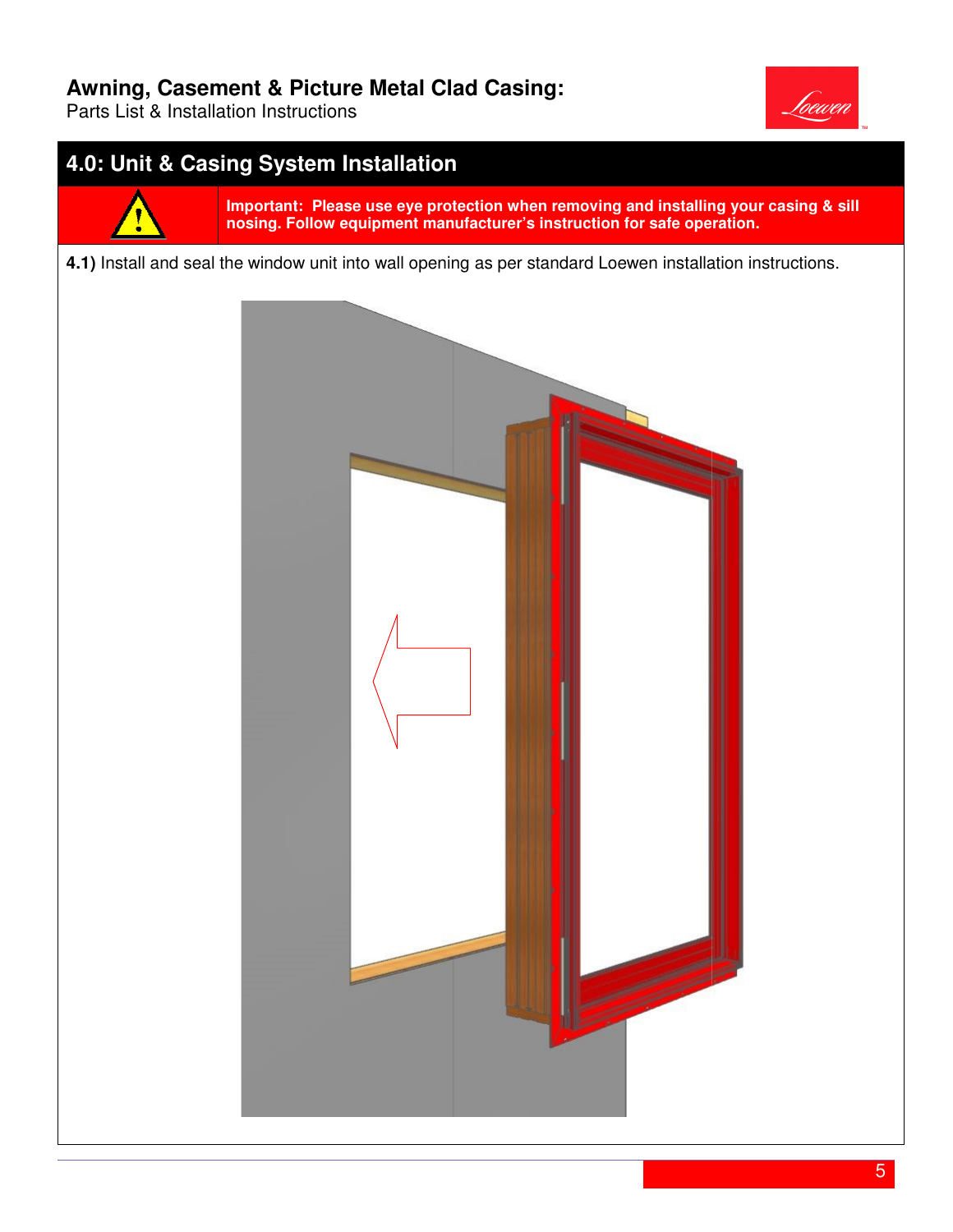## 4.0: Unit & Casing System Installation

**Important: Please use eye protection when removing and installing your casing & sill nosing. Follow equipment manufacturer's instruction for safe operation.**

**4.1)** Install and seal the window unit into wall opening as per standard Loewen installation instructions.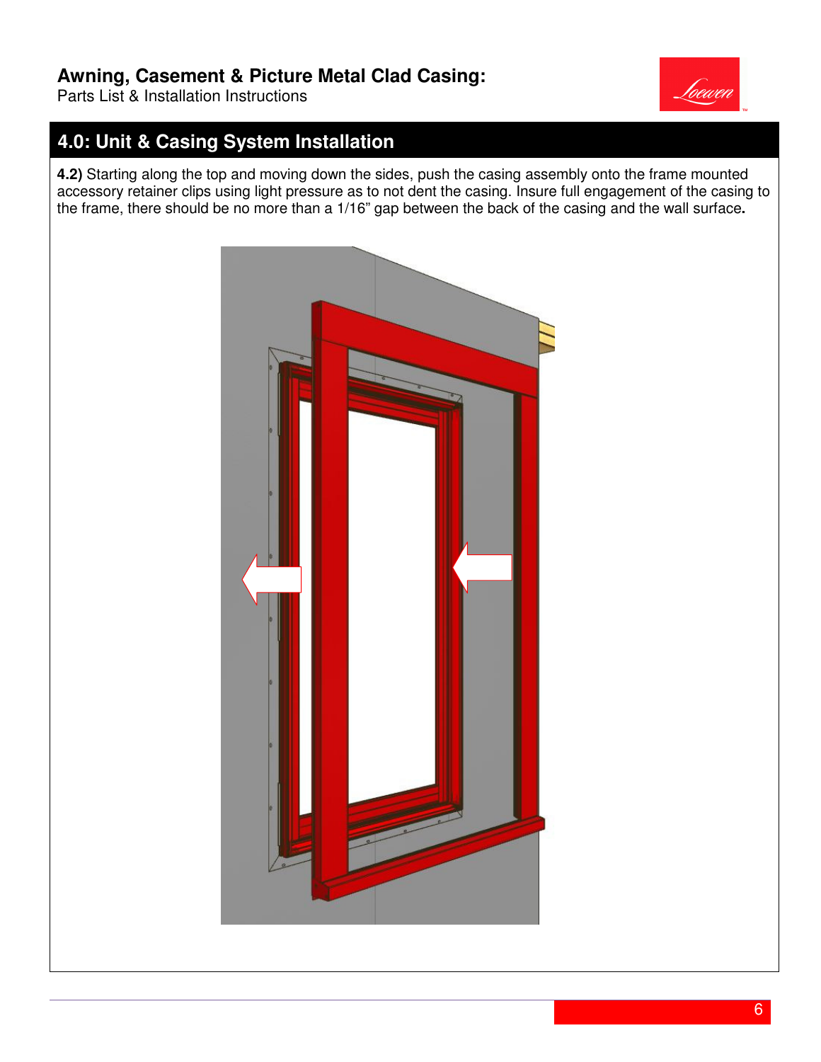## 4.0: Unit & Casing System Installation

**4.2)** Starting along the top and moving down the sides, push the casing assembly onto the frame mounted accessory retainer clips using light pressure as to not dent the casing. Insure full engagement of the casing to the frame, there should be no more than a 1/16" gap between the back of the casing and the wall surface**.**